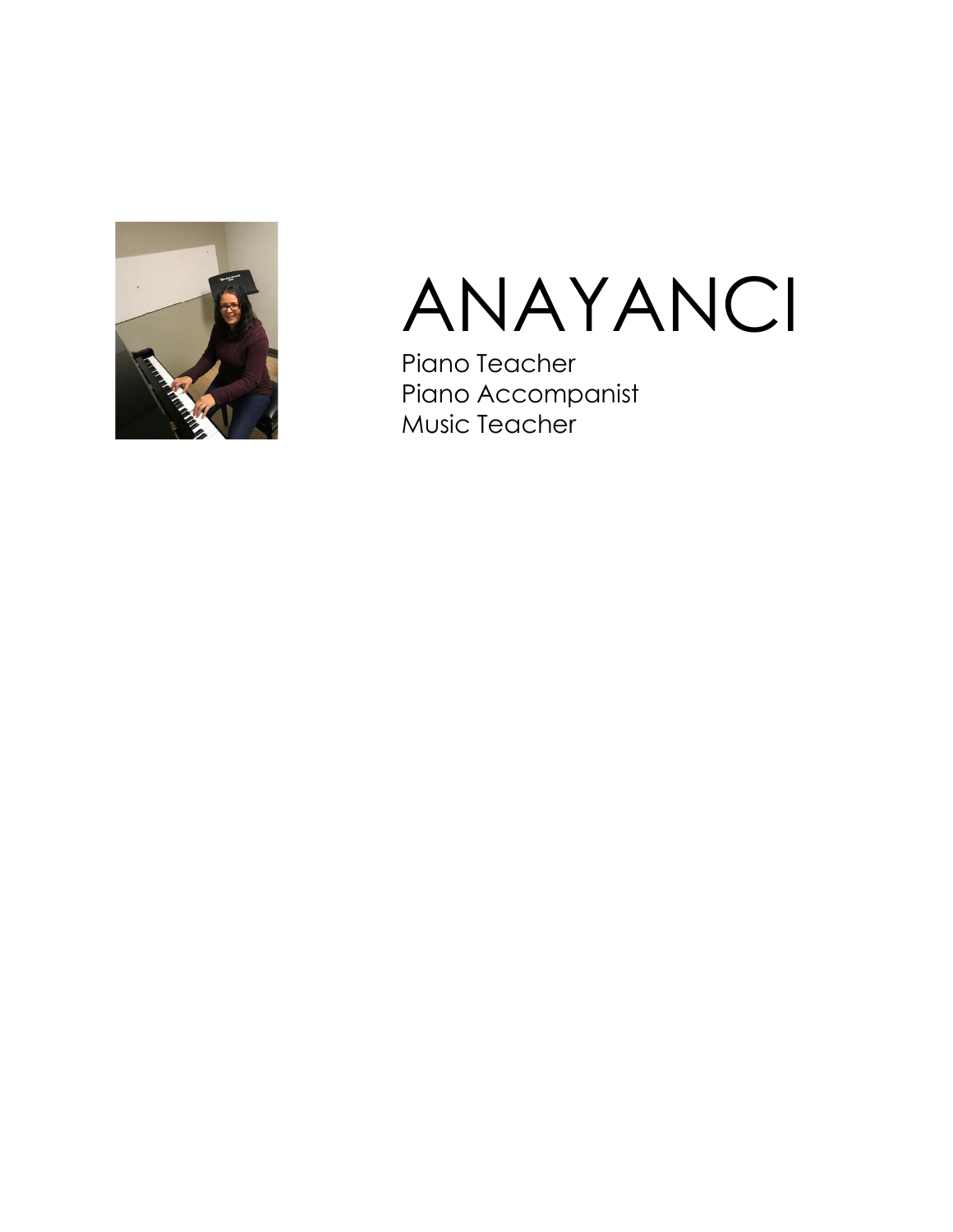# ANAYANCI

Piano Teacher
Piano Accompanist
Music Teacher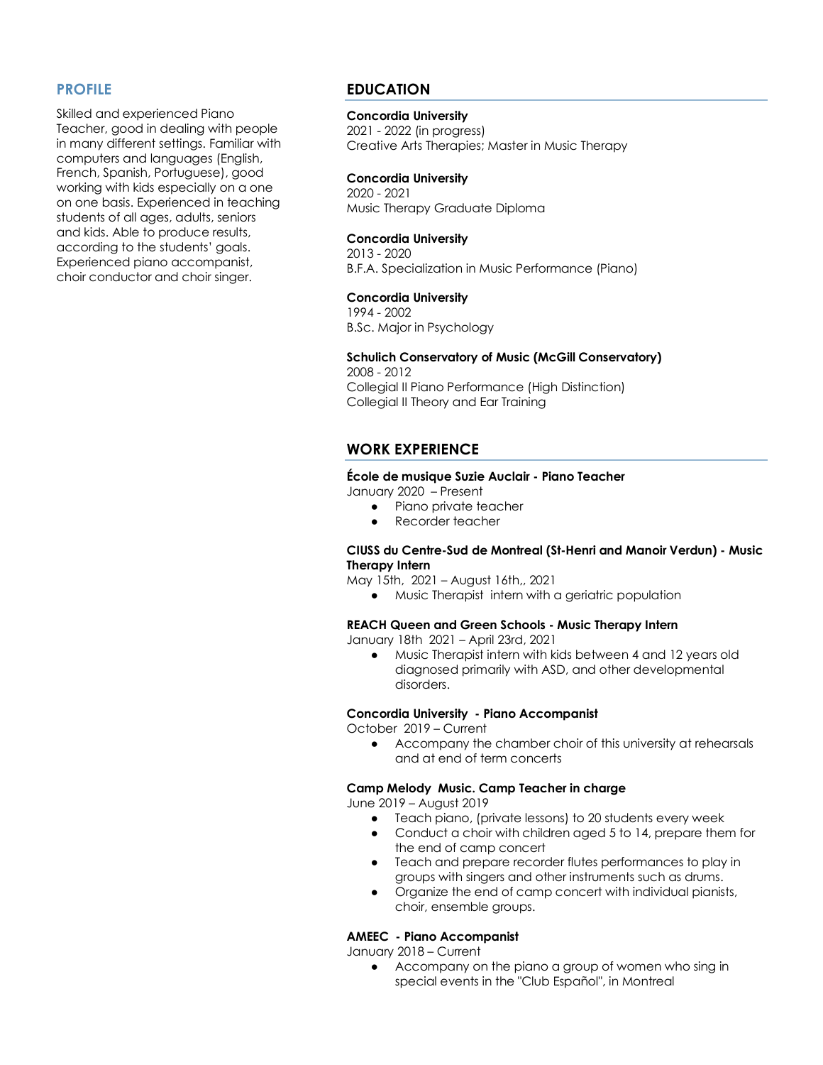## PROFILE

Skilled and experienced Piano Teacher, good in dealing with people in many different settings. Familiar with computers and languages (English, French, Spanish, Portuguese), good working with kids especially on a one on one basis. Experienced in teaching students of all ages, adults, seniors and kids. Able to produce results, according to the students' goals. Experienced piano accompanist, choir conductor and choir singer.

## EDUCATION

**Concordia University**
2021 - 2022 (in progress)
Creative Arts Therapies; Master in Music Therapy

**Concordia University**
2020 - 2021
Music Therapy Graduate Diploma

**Concordia University**
2013 - 2020
B.F.A. Specialization in Music Performance (Piano)

**Concordia University**
1994 - 2002
B.Sc. Major in Psychology

**Schulich Conservatory of Music (McGill Conservatory)**
2008 - 2012
Collegial II Piano Performance (High Distinction)
Collegial II Theory and Ear Training

## WORK EXPERIENCE

**École de musique Suzie Auclair - Piano Teacher**
January 2020 – Present

- Piano private teacher
- Recorder teacher

**CIUSS du Centre-Sud de Montreal (St-Henri and Manoir Verdun) - Music Therapy Intern**
May 15th, 2021 – August 16th,, 2021

- Music Therapist intern with a geriatric population

**REACH Queen and Green Schools - Music Therapy Intern**
January 18th 2021 – April 23rd, 2021

- Music Therapist intern with kids between 4 and 12 years old diagnosed primarily with ASD, and other developmental disorders.

**Concordia University - Piano Accompanist**
October 2019 – Current

- Accompany the chamber choir of this university at rehearsals and at end of term concerts

**Camp Melody Music. Camp Teacher in charge**
June 2019 – August 2019

- Teach piano, (private lessons) to 20 students every week
- Conduct a choir with children aged 5 to 14, prepare them for the end of camp concert
- Teach and prepare recorder flutes performances to play in groups with singers and other instruments such as drums.
- Organize the end of camp concert with individual pianists, choir, ensemble groups.

**AMEEC - Piano Accompanist**
January 2018 – Current

- Accompany on the piano a group of women who sing in special events in the "Club Español", in Montreal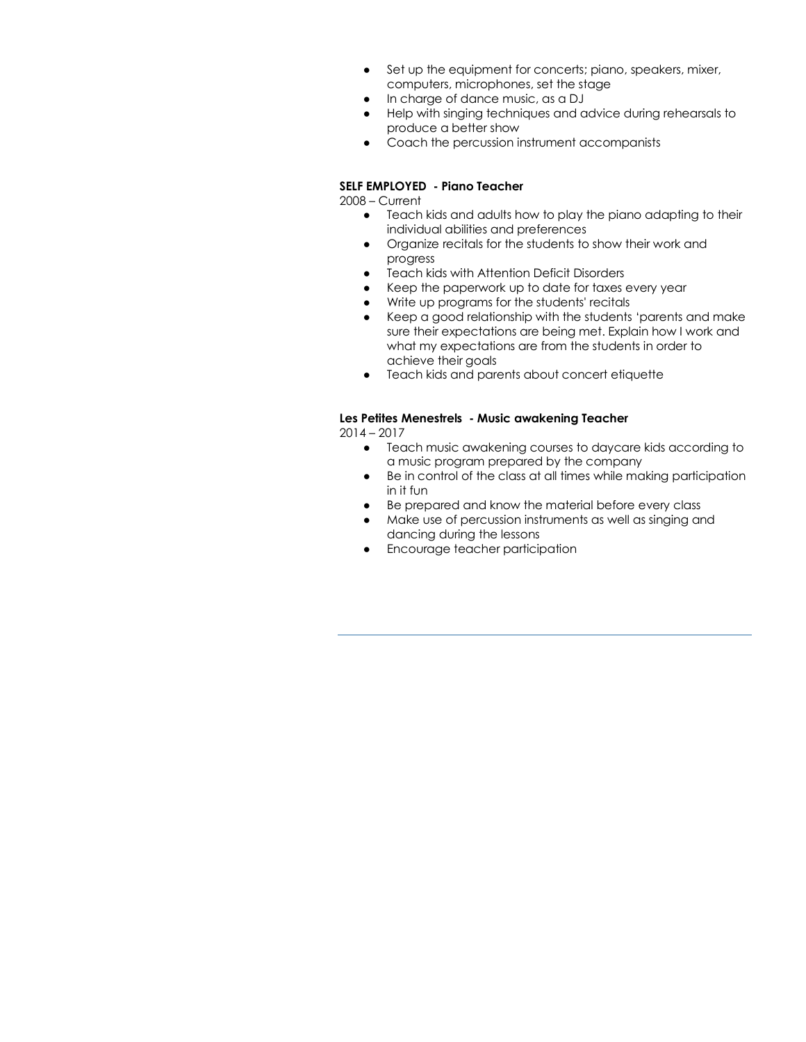- Set up the equipment for concerts; piano, speakers, mixer, computers, microphones, set the stage
- In charge of dance music, as a DJ
- Help with singing techniques and advice during rehearsals to produce a better show
- Coach the percussion instrument accompanists

**SELF EMPLOYED - Piano Teacher**

2008 – Current

- Teach kids and adults how to play the piano adapting to their individual abilities and preferences
- Organize recitals for the students to show their work and progress
- Teach kids with Attention Deficit Disorders
- Keep the paperwork up to date for taxes every year
- Write up programs for the students' recitals
- Keep a good relationship with the students 'parents and make sure their expectations are being met. Explain how I work and what my expectations are from the students in order to achieve their goals
- Teach kids and parents about concert etiquette

**Les Petites Menestrels - Music awakening Teacher**

2014 – 2017

- Teach music awakening courses to daycare kids according to a music program prepared by the company
- Be in control of the class at all times while making participation in it fun
- Be prepared and know the material before every class
- Make use of percussion instruments as well as singing and dancing during the lessons
- Encourage teacher participation